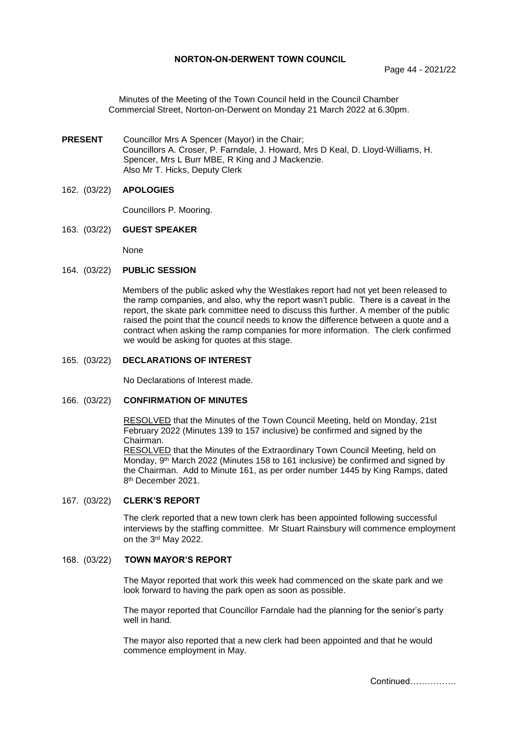# NORTON-ON-DERWENT TOWN COUNCIL

Minutes of the Meeting of the Town Council held in the Council Chamber Commercial Street, Norton-on-Derwent on Monday 21 March 2022 at 6.30pm.

**PRESENT** Councillor Mrs A Spencer (Mayor) in the Chair;
Councillors A. Croser, P. Farndale, J. Howard, Mrs D Keal, D. Lloyd-Williams, H. Spencer, Mrs L Burr MBE, R King and J Mackenzie.
Also Mr T. Hicks, Deputy Clerk

162. (03/22) **APOLOGIES**

Councillors P. Mooring.

163. (03/22) **GUEST SPEAKER**

None

164. (03/22) **PUBLIC SESSION**

Members of the public asked why the Westlakes report had not yet been released to the ramp companies, and also, why the report wasn't public. There is a caveat in the report, the skate park committee need to discuss this further. A member of the public raised the point that the council needs to know the difference between a quote and a contract when asking the ramp companies for more information. The clerk confirmed we would be asking for quotes at this stage.

165. (03/22) **DECLARATIONS OF INTEREST**

No Declarations of Interest made.

166. (03/22) **CONFIRMATION OF MINUTES**

RESOLVED that the Minutes of the Town Council Meeting, held on Monday, 21st February 2022 (Minutes 139 to 157 inclusive) be confirmed and signed by the Chairman.
RESOLVED that the Minutes of the Extraordinary Town Council Meeting, held on Monday, 9th March 2022 (Minutes 158 to 161 inclusive) be confirmed and signed by the Chairman. Add to Minute 161, as per order number 1445 by King Ramps, dated 8th December 2021.

167. (03/22) **CLERK'S REPORT**

The clerk reported that a new town clerk has been appointed following successful interviews by the staffing committee. Mr Stuart Rainsbury will commence employment on the 3rd May 2022.

168. (03/22) **TOWN MAYOR'S REPORT**

The Mayor reported that work this week had commenced on the skate park and we look forward to having the park open as soon as possible.

The mayor reported that Councillor Farndale had the planning for the senior's party well in hand.

The mayor also reported that a new clerk had been appointed and that he would commence employment in May.

Continued…………….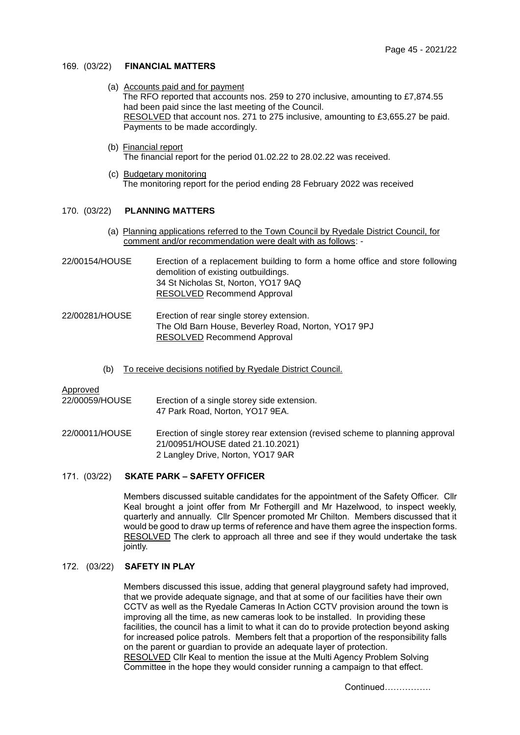## 169. (03/22) FINANCIAL MATTERS

(a) Accounts paid and for payment

The RFO reported that accounts nos. 259 to 270 inclusive, amounting to £7,874.55 had been paid since the last meeting of the Council.
RESOLVED that account nos. 271 to 275 inclusive, amounting to £3,655.27 be paid. Payments to be made accordingly.

(b) Financial report

The financial report for the period 01.02.22 to 28.02.22 was received.

(c) Budgetary monitoring

The monitoring report for the period ending 28 February 2022 was received

## 170. (03/22) PLANNING MATTERS

(a) Planning applications referred to the Town Council by Ryedale District Council, for comment and/or recommendation were dealt with as follows: -

22/00154/HOUSE — Erection of a replacement building to form a home office and store following demolition of existing outbuildings.
34 St Nicholas St, Norton, YO17 9AQ
RESOLVED Recommend Approval

22/00281/HOUSE — Erection of rear single storey extension.
The Old Barn House, Beverley Road, Norton, YO17 9PJ
RESOLVED Recommend Approval

(b) To receive decisions notified by Ryedale District Council.

Approved

22/00059/HOUSE — Erection of a single storey side extension.
47 Park Road, Norton, YO17 9EA.

22/00011/HOUSE — Erection of single storey rear extension (revised scheme to planning approval 21/00951/HOUSE dated 21.10.2021)
2 Langley Drive, Norton, YO17 9AR

## 171. (03/22) SKATE PARK – SAFETY OFFICER

Members discussed suitable candidates for the appointment of the Safety Officer. Cllr Keal brought a joint offer from Mr Fothergill and Mr Hazelwood, to inspect weekly, quarterly and annually. Cllr Spencer promoted Mr Chilton. Members discussed that it would be good to draw up terms of reference and have them agree the inspection forms.
RESOLVED The clerk to approach all three and see if they would undertake the task jointly.

## 172. (03/22) SAFETY IN PLAY

Members discussed this issue, adding that general playground safety had improved, that we provide adequate signage, and that at some of our facilities have their own CCTV as well as the Ryedale Cameras In Action CCTV provision around the town is improving all the time, as new cameras look to be installed. In providing these facilities, the council has a limit to what it can do to provide protection beyond asking for increased police patrols. Members felt that a proportion of the responsibility falls on the parent or guardian to provide an adequate layer of protection.
RESOLVED Cllr Keal to mention the issue at the Multi Agency Problem Solving Committee in the hope they would consider running a campaign to that effect.

Continued…………….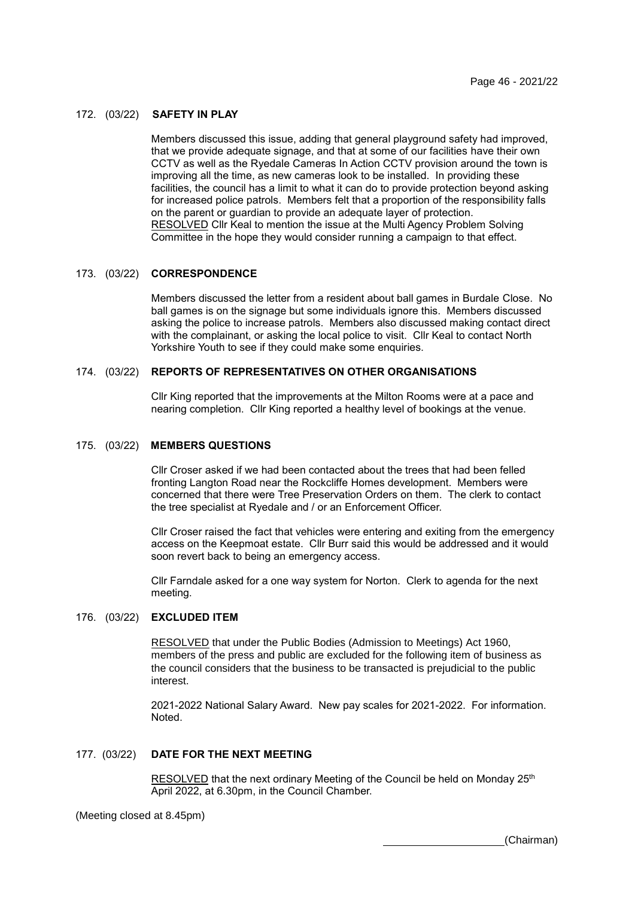172. (03/22) **SAFETY IN PLAY**

Members discussed this issue, adding that general playground safety had improved, that we provide adequate signage, and that at some of our facilities have their own CCTV as well as the Ryedale Cameras In Action CCTV provision around the town is improving all the time, as new cameras look to be installed. In providing these facilities, the council has a limit to what it can do to provide protection beyond asking for increased police patrols. Members felt that a proportion of the responsibility falls on the parent or guardian to provide an adequate layer of protection.
RESOLVED Cllr Keal to mention the issue at the Multi Agency Problem Solving Committee in the hope they would consider running a campaign to that effect.

173. (03/22) **CORRESPONDENCE**

Members discussed the letter from a resident about ball games in Burdale Close. No ball games is on the signage but some individuals ignore this. Members discussed asking the police to increase patrols. Members also discussed making contact direct with the complainant, or asking the local police to visit. Cllr Keal to contact North Yorkshire Youth to see if they could make some enquiries.

174. (03/22) **REPORTS OF REPRESENTATIVES ON OTHER ORGANISATIONS**

Cllr King reported that the improvements at the Milton Rooms were at a pace and nearing completion. Cllr King reported a healthy level of bookings at the venue.

175. (03/22) **MEMBERS QUESTIONS**

Cllr Croser asked if we had been contacted about the trees that had been felled fronting Langton Road near the Rockcliffe Homes development. Members were concerned that there were Tree Preservation Orders on them. The clerk to contact the tree specialist at Ryedale and / or an Enforcement Officer.

Cllr Croser raised the fact that vehicles were entering and exiting from the emergency access on the Keepmoat estate. Cllr Burr said this would be addressed and it would soon revert back to being an emergency access.

Cllr Farndale asked for a one way system for Norton. Clerk to agenda for the next meeting.

176. (03/22) **EXCLUDED ITEM**

RESOLVED that under the Public Bodies (Admission to Meetings) Act 1960, members of the press and public are excluded for the following item of business as the council considers that the business to be transacted is prejudicial to the public interest.

2021-2022 National Salary Award. New pay scales for 2021-2022. For information. Noted.

177. (03/22) **DATE FOR THE NEXT MEETING**

RESOLVED that the next ordinary Meeting of the Council be held on Monday 25th April 2022, at 6.30pm, in the Council Chamber.

(Meeting closed at 8.45pm)

\_\_\_\_\_\_\_\_\_\_\_\_\_\_\_\_\_\_\_\_ (Chairman)